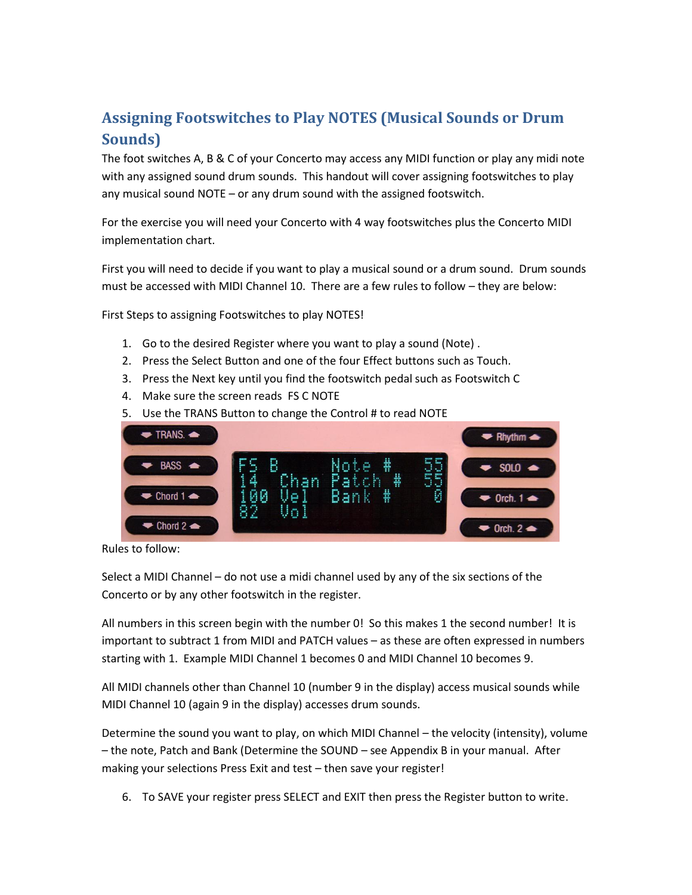## Assigning Footswitches to Play NOTES (Musical Sounds or Drum Sounds)

The foot switches A, B & C of your Concerto may access any MIDI function or play any midi note with any assigned sound drum sounds. This handout will cover assigning footswitches to play any musical sound NOTE – or any drum sound with the assigned footswitch.

For the exercise you will need your Concerto with 4 way footswitches plus the Concerto MIDI implementation chart.

First you will need to decide if you want to play a musical sound or a drum sound. Drum sounds must be accessed with MIDI Channel 10. There are a few rules to follow – they are below:

First Steps to assigning Footswitches to play NOTES!

1. Go to the desired Register where you want to play a sound (Note) .
2. Press the Select Button and one of the four Effect buttons such as Touch.
3. Press the Next key until you find the footswitch pedal such as Footswitch C
4. Make sure the screen reads FS C NOTE
5. Use the TRANS Button to change the Control # to read NOTE

Rules to follow:

Select a MIDI Channel – do not use a midi channel used by any of the six sections of the Concerto or by any other footswitch in the register.

All numbers in this screen begin with the number 0! So this makes 1 the second number! It is important to subtract 1 from MIDI and PATCH values – as these are often expressed in numbers starting with 1. Example MIDI Channel 1 becomes 0 and MIDI Channel 10 becomes 9.

All MIDI channels other than Channel 10 (number 9 in the display) access musical sounds while MIDI Channel 10 (again 9 in the display) accesses drum sounds.

Determine the sound you want to play, on which MIDI Channel – the velocity (intensity), volume – the note, Patch and Bank (Determine the SOUND – see Appendix B in your manual. After making your selections Press Exit and test – then save your register!

6. To SAVE your register press SELECT and EXIT then press the Register button to write.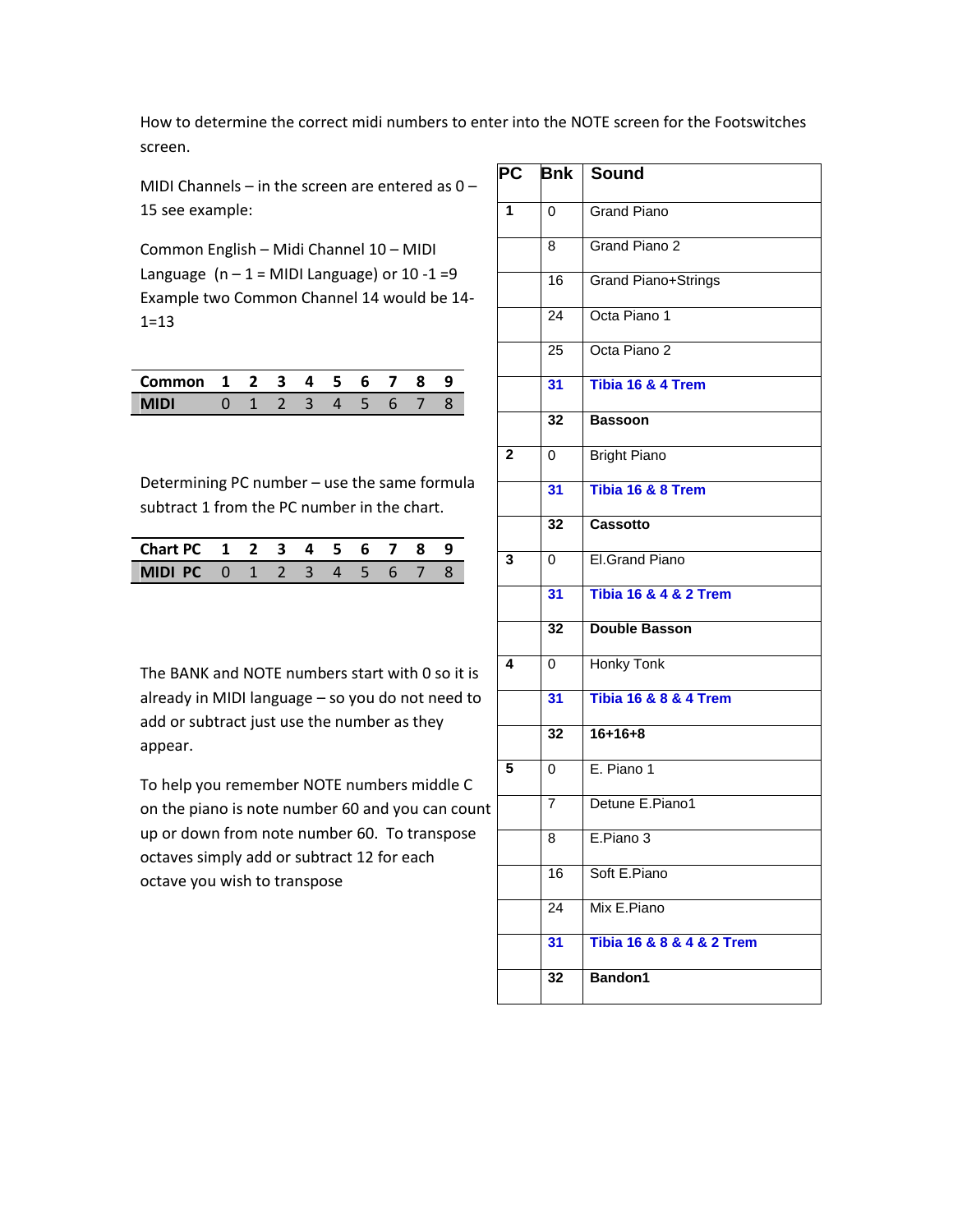How to determine the correct midi numbers to enter into the NOTE screen for the Footswitches screen.

MIDI Channels – in the screen are entered as 0 – 15 see example:

Common English – Midi Channel 10 – MIDI Language (n – 1 = MIDI Language) or 10 -1 =9 Example two Common Channel 14 would be 14-1=13

| Common | 1 | 2 | 3 | 4 | 5 | 6 | 7 | 8 | 9 |
|---|---|---|---|---|---|---|---|---|---|
| MIDI | 0 | 1 | 2 | 3 | 4 | 5 | 6 | 7 | 8 |

Determining PC number – use the same formula subtract 1 from the PC number in the chart.

| Chart PC | 1 | 2 | 3 | 4 | 5 | 6 | 7 | 8 | 9 |
|---|---|---|---|---|---|---|---|---|---|
| MIDI PC | 0 | 1 | 2 | 3 | 4 | 5 | 6 | 7 | 8 |

The BANK and NOTE numbers start with 0 so it is already in MIDI language – so you do not need to add or subtract just use the number as they appear.

To help you remember NOTE numbers middle C on the piano is note number 60 and you can count up or down from note number 60. To transpose octaves simply add or subtract 12 for each octave you wish to transpose

| PC | Bnk | Sound |
|---|---|---|
| 1 | 0 | Grand Piano |
| | 8 | Grand Piano 2 |
| | 16 | Grand Piano+Strings |
| | 24 | Octa Piano 1 |
| | 25 | Octa Piano 2 |
| | **31** | **Tibia 16 & 4 Trem** |
| | **32** | **Bassoon** |
| 2 | 0 | Bright Piano |
| | **31** | **Tibia 16 & 8 Trem** |
| | **32** | **Cassotto** |
| 3 | 0 | El.Grand Piano |
| | **31** | **Tibia 16 & 4 & 2 Trem** |
| | **32** | **Double Basson** |
| 4 | 0 | Honky Tonk |
| | **31** | **Tibia 16 & 8 & 4 Trem** |
| | **32** | **16+16+8** |
| 5 | 0 | E. Piano 1 |
| | 7 | Detune E.Piano1 |
| | 8 | E.Piano 3 |
| | 16 | Soft E.Piano |
| | 24 | Mix E.Piano |
| | **31** | **Tibia 16 & 8 & 4 & 2 Trem** |
| | **32** | **Bandon1** |